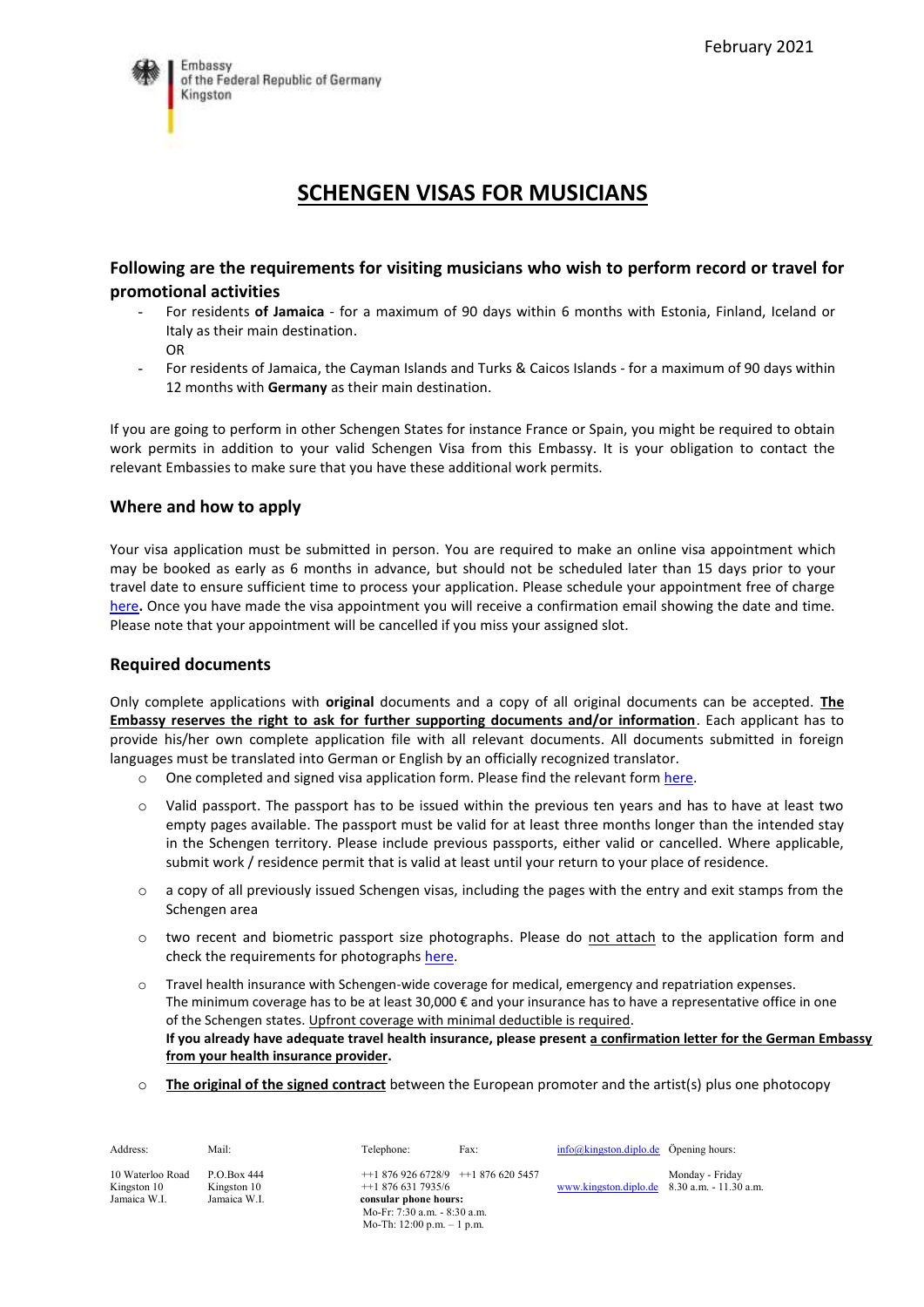February 2021

Embassy of the Federal Republic of Germany Kingston

# SCHENGEN VISAS FOR MUSICIANS

## Following are the requirements for visiting musicians who wish to perform record or travel for promotional activities

- For residents **of Jamaica** - for a maximum of 90 days within 6 months with Estonia, Finland, Iceland or Italy as their main destination.
  OR
- For residents of Jamaica, the Cayman Islands and Turks & Caicos Islands - for a maximum of 90 days within 12 months with **Germany** as their main destination.

If you are going to perform in other Schengen States for instance France or Spain, you might be required to obtain work permits in addition to your valid Schengen Visa from this Embassy. It is your obligation to contact the relevant Embassies to make sure that you have these additional work permits.

### Where and how to apply

Your visa application must be submitted in person. You are required to make an online visa appointment which may be booked as early as 6 months in advance, but should not be scheduled later than 15 days prior to your travel date to ensure sufficient time to process your application. Please schedule your appointment free of charge here**.** Once you have made the visa appointment you will receive a confirmation email showing the date and time. Please note that your appointment will be cancelled if you miss your assigned slot.

### Required documents

Only complete applications with **original** documents and a copy of all original documents can be accepted. **The Embassy reserves the right to ask for further supporting documents and/or information**. Each applicant has to provide his/her own complete application file with all relevant documents. All documents submitted in foreign languages must be translated into German or English by an officially recognized translator.

- One completed and signed visa application form. Please find the relevant form here.
- Valid passport. The passport has to be issued within the previous ten years and has to have at least two empty pages available. The passport must be valid for at least three months longer than the intended stay in the Schengen territory. Please include previous passports, either valid or cancelled. Where applicable, submit work / residence permit that is valid at least until your return to your place of residence.
- a copy of all previously issued Schengen visas, including the pages with the entry and exit stamps from the Schengen area
- two recent and biometric passport size photographs. Please do not attach to the application form and check the requirements for photographs here.
- Travel health insurance with Schengen-wide coverage for medical, emergency and repatriation expenses. The minimum coverage has to be at least 30,000 € and your insurance has to have a representative office in one of the Schengen states. Upfront coverage with minimal deductible is required.
  **If you already have adequate travel health insurance, please present a confirmation letter for the German Embassy from your health insurance provider.**
- **The original of the signed contract** between the European promoter and the artist(s) plus one photocopy

| Address: | Mail: | Telephone: | Fax: | info@kingston.diplo.de | Opening hours: |
|---|---|---|---|---|---|
| 10 Waterloo Road Kingston 10 Jamaica W.I. | P.O.Box 444 Kingston 10 Jamaica W.I. | ++1 876 926 6728/9 ++1 876 631 7935/6 **consular phone hours:** Mo-Fr: 7:30 a.m. - 8:30 a.m. Mo-Th: 12:00 p.m. – 1 p.m. | ++1 876 620 5457 | www.kingston.diplo.de | Monday - Friday 8.30 a.m. - 11.30 a.m. |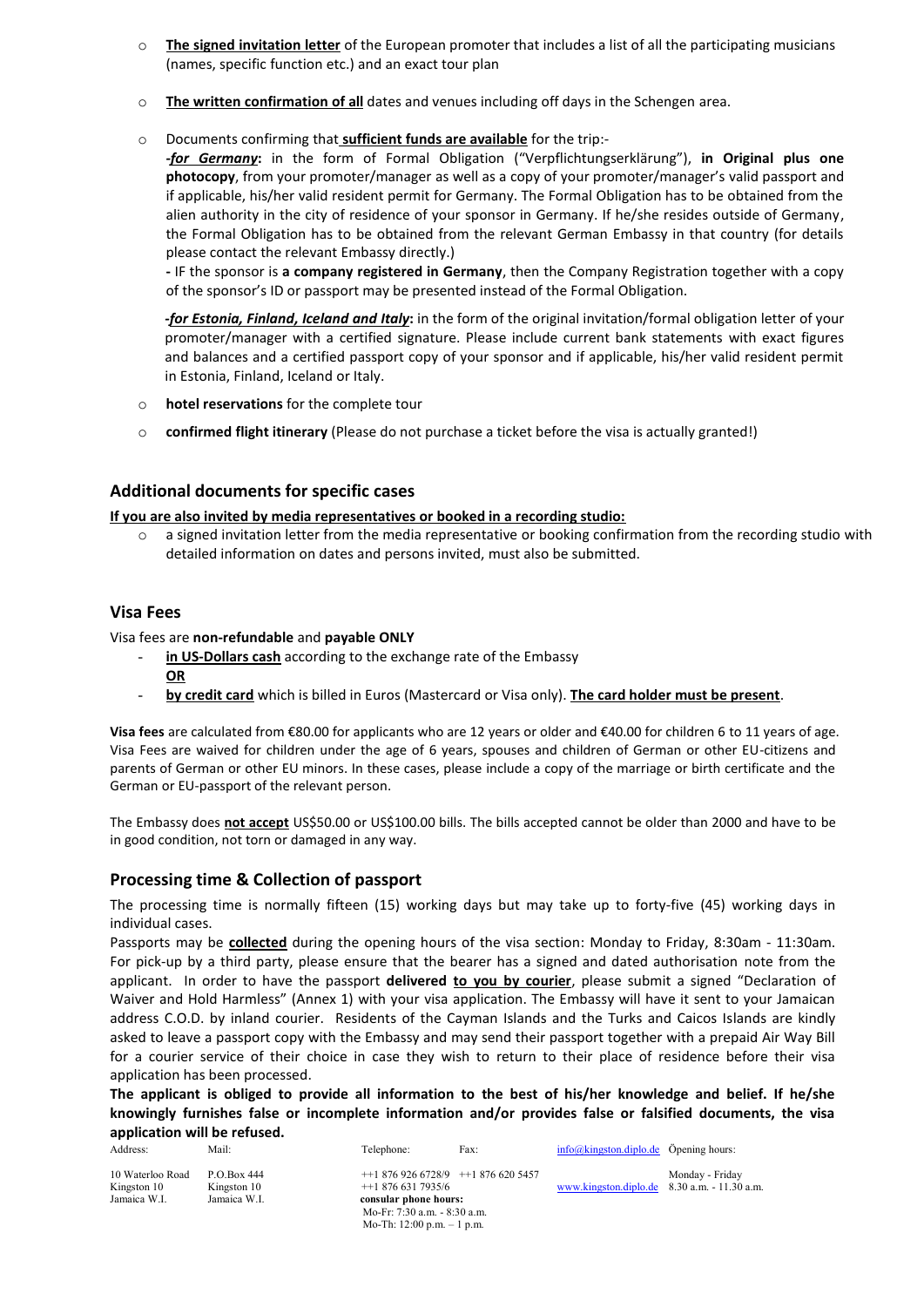- **The signed invitation letter** of the European promoter that includes a list of all the participating musicians (names, specific function etc.) and an exact tour plan

- **The written confirmation of all** dates and venues including off days in the Schengen area.

- Documents confirming that **sufficient funds are available** for the trip:-

  -***for Germany*:** in the form of Formal Obligation ("Verpflichtungserklärung"), **in Original plus one photocopy**, from your promoter/manager as well as a copy of your promoter/manager's valid passport and if applicable, his/her valid resident permit for Germany. The Formal Obligation has to be obtained from the alien authority in the city of residence of your sponsor in Germany. If he/she resides outside of Germany, the Formal Obligation has to be obtained from the relevant German Embassy in that country (for details please contact the relevant Embassy directly.)

  **-** IF the sponsor is **a company registered in Germany**, then the Company Registration together with a copy of the sponsor's ID or passport may be presented instead of the Formal Obligation.

  -***for Estonia, Finland, Iceland and Italy*:** in the form of the original invitation/formal obligation letter of your promoter/manager with a certified signature. Please include current bank statements with exact figures and balances and a certified passport copy of your sponsor and if applicable, his/her valid resident permit in Estonia, Finland, Iceland or Italy.

- **hotel reservations** for the complete tour

- **confirmed flight itinerary** (Please do not purchase a ticket before the visa is actually granted!)

## Additional documents for specific cases

**If you are also invited by media representatives or booked in a recording studio:**

- a signed invitation letter from the media representative or booking confirmation from the recording studio with detailed information on dates and persons invited, must also be submitted.

## Visa Fees

Visa fees are **non-refundable** and **payable ONLY**

- **in US-Dollars cash** according to the exchange rate of the Embassy
  **OR**
- **by credit card** which is billed in Euros (Mastercard or Visa only). **The card holder must be present**.

**Visa fees** are calculated from €80.00 for applicants who are 12 years or older and €40.00 for children 6 to 11 years of age. Visa Fees are waived for children under the age of 6 years, spouses and children of German or other EU-citizens and parents of German or other EU minors. In these cases, please include a copy of the marriage or birth certificate and the German or EU-passport of the relevant person.

The Embassy does **not accept** US$50.00 or US$100.00 bills. The bills accepted cannot be older than 2000 and have to be in good condition, not torn or damaged in any way.

## Processing time & Collection of passport

The processing time is normally fifteen (15) working days but may take up to forty-five (45) working days in individual cases.

Passports may be **collected** during the opening hours of the visa section: Monday to Friday, 8:30am - 11:30am. For pick-up by a third party, please ensure that the bearer has a signed and dated authorisation note from the applicant. In order to have the passport **delivered to you by courier**, please submit a signed "Declaration of Waiver and Hold Harmless" (Annex 1) with your visa application. The Embassy will have it sent to your Jamaican address C.O.D. by inland courier. Residents of the Cayman Islands and the Turks and Caicos Islands are kindly asked to leave a passport copy with the Embassy and may send their passport together with a prepaid Air Way Bill for a courier service of their choice in case they wish to return to their place of residence before their visa application has been processed.

**The applicant is obliged to provide all information to the best of his/her knowledge and belief. If he/she knowingly furnishes false or incomplete information and/or provides false or falsified documents, the visa application will be refused.**

| Address: | Mail: | Telephone: | Fax: | info@kingston.diplo.de | Opening hours: |
|---|---|---|---|---|---|
| 10 Waterloo Road<br>Kingston 10<br>Jamaica W.I. | P.O.Box 444<br>Kingston 10<br>Jamaica W.I. | ++1 876 926 6728/9<br>++1 876 631 7935/6<br>**consular phone hours:**<br>Mo-Fr: 7:30 a.m. - 8:30 a.m.<br>Mo-Th: 12:00 p.m. – 1 p.m. | ++1 876 620 5457 | www.kingston.diplo.de | Monday - Friday<br>8.30 a.m. - 11.30 a.m. |